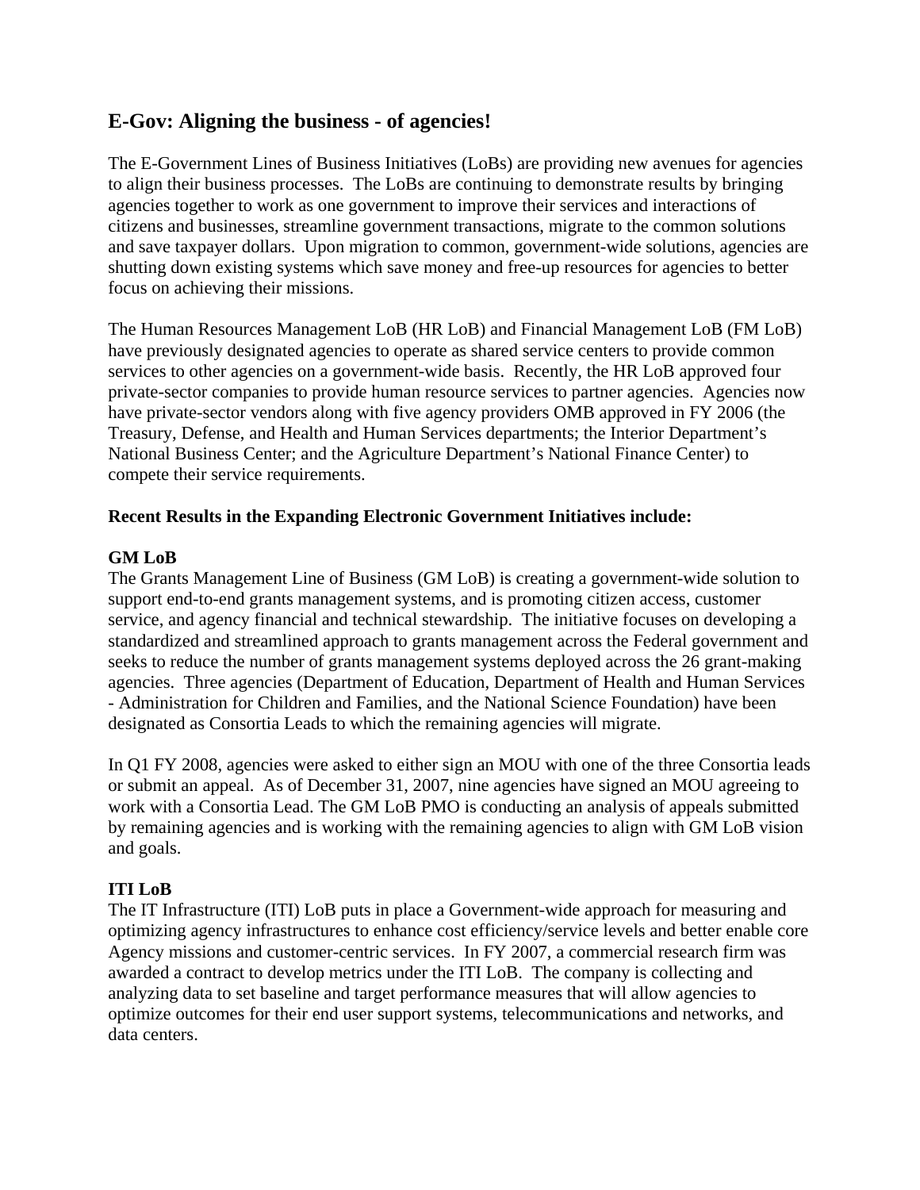## E-Gov: Aligning the business - of agencies!

The E-Government Lines of Business Initiatives (LoBs) are providing new avenues for agencies to align their business processes. The LoBs are continuing to demonstrate results by bringing agencies together to work as one government to improve their services and interactions of citizens and businesses, streamline government transactions, migrate to the common solutions and save taxpayer dollars. Upon migration to common, government-wide solutions, agencies are shutting down existing systems which save money and free-up resources for agencies to better focus on achieving their missions.

The Human Resources Management LoB (HR LoB) and Financial Management LoB (FM LoB) have previously designated agencies to operate as shared service centers to provide common services to other agencies on a government-wide basis. Recently, the HR LoB approved four private-sector companies to provide human resource services to partner agencies. Agencies now have private-sector vendors along with five agency providers OMB approved in FY 2006 (the Treasury, Defense, and Health and Human Services departments; the Interior Department's National Business Center; and the Agriculture Department's National Finance Center) to compete their service requirements.

**Recent Results in the Expanding Electronic Government Initiatives include:**

**GM LoB**

The Grants Management Line of Business (GM LoB) is creating a government-wide solution to support end-to-end grants management systems, and is promoting citizen access, customer service, and agency financial and technical stewardship. The initiative focuses on developing a standardized and streamlined approach to grants management across the Federal government and seeks to reduce the number of grants management systems deployed across the 26 grant-making agencies. Three agencies (Department of Education, Department of Health and Human Services - Administration for Children and Families, and the National Science Foundation) have been designated as Consortia Leads to which the remaining agencies will migrate.

In Q1 FY 2008, agencies were asked to either sign an MOU with one of the three Consortia leads or submit an appeal. As of December 31, 2007, nine agencies have signed an MOU agreeing to work with a Consortia Lead. The GM LoB PMO is conducting an analysis of appeals submitted by remaining agencies and is working with the remaining agencies to align with GM LoB vision and goals.

**ITI LoB**

The IT Infrastructure (ITI) LoB puts in place a Government-wide approach for measuring and optimizing agency infrastructures to enhance cost efficiency/service levels and better enable core Agency missions and customer-centric services. In FY 2007, a commercial research firm was awarded a contract to develop metrics under the ITI LoB. The company is collecting and analyzing data to set baseline and target performance measures that will allow agencies to optimize outcomes for their end user support systems, telecommunications and networks, and data centers.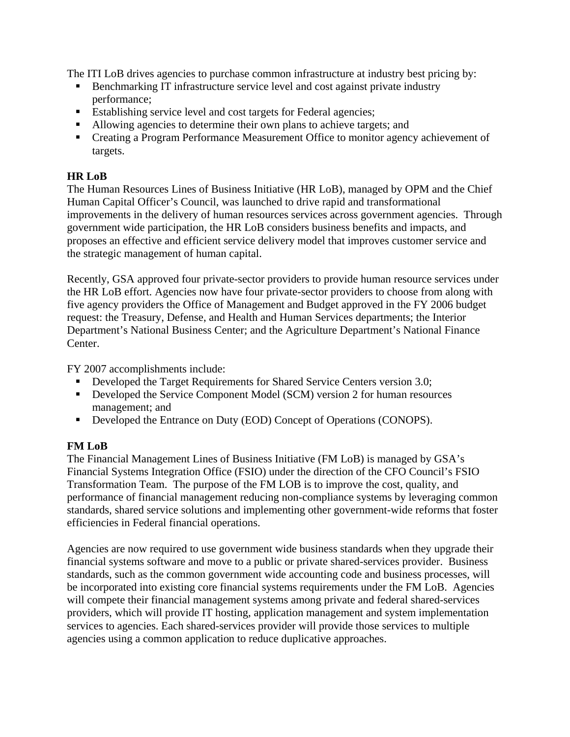The ITI LoB drives agencies to purchase common infrastructure at industry best pricing by:

- Benchmarking IT infrastructure service level and cost against private industry performance;
- Establishing service level and cost targets for Federal agencies;
- Allowing agencies to determine their own plans to achieve targets; and
- Creating a Program Performance Measurement Office to monitor agency achievement of targets.

**HR LoB**

The Human Resources Lines of Business Initiative (HR LoB), managed by OPM and the Chief Human Capital Officer's Council, was launched to drive rapid and transformational improvements in the delivery of human resources services across government agencies. Through government wide participation, the HR LoB considers business benefits and impacts, and proposes an effective and efficient service delivery model that improves customer service and the strategic management of human capital.

Recently, GSA approved four private-sector providers to provide human resource services under the HR LoB effort. Agencies now have four private-sector providers to choose from along with five agency providers the Office of Management and Budget approved in the FY 2006 budget request: the Treasury, Defense, and Health and Human Services departments; the Interior Department's National Business Center; and the Agriculture Department's National Finance Center.

FY 2007 accomplishments include:

- Developed the Target Requirements for Shared Service Centers version 3.0;
- Developed the Service Component Model (SCM) version 2 for human resources management; and
- Developed the Entrance on Duty (EOD) Concept of Operations (CONOPS).

**FM LoB**

The Financial Management Lines of Business Initiative (FM LoB) is managed by GSA's Financial Systems Integration Office (FSIO) under the direction of the CFO Council's FSIO Transformation Team. The purpose of the FM LOB is to improve the cost, quality, and performance of financial management reducing non-compliance systems by leveraging common standards, shared service solutions and implementing other government-wide reforms that foster efficiencies in Federal financial operations.

Agencies are now required to use government wide business standards when they upgrade their financial systems software and move to a public or private shared-services provider. Business standards, such as the common government wide accounting code and business processes, will be incorporated into existing core financial systems requirements under the FM LoB. Agencies will compete their financial management systems among private and federal shared-services providers, which will provide IT hosting, application management and system implementation services to agencies. Each shared-services provider will provide those services to multiple agencies using a common application to reduce duplicative approaches.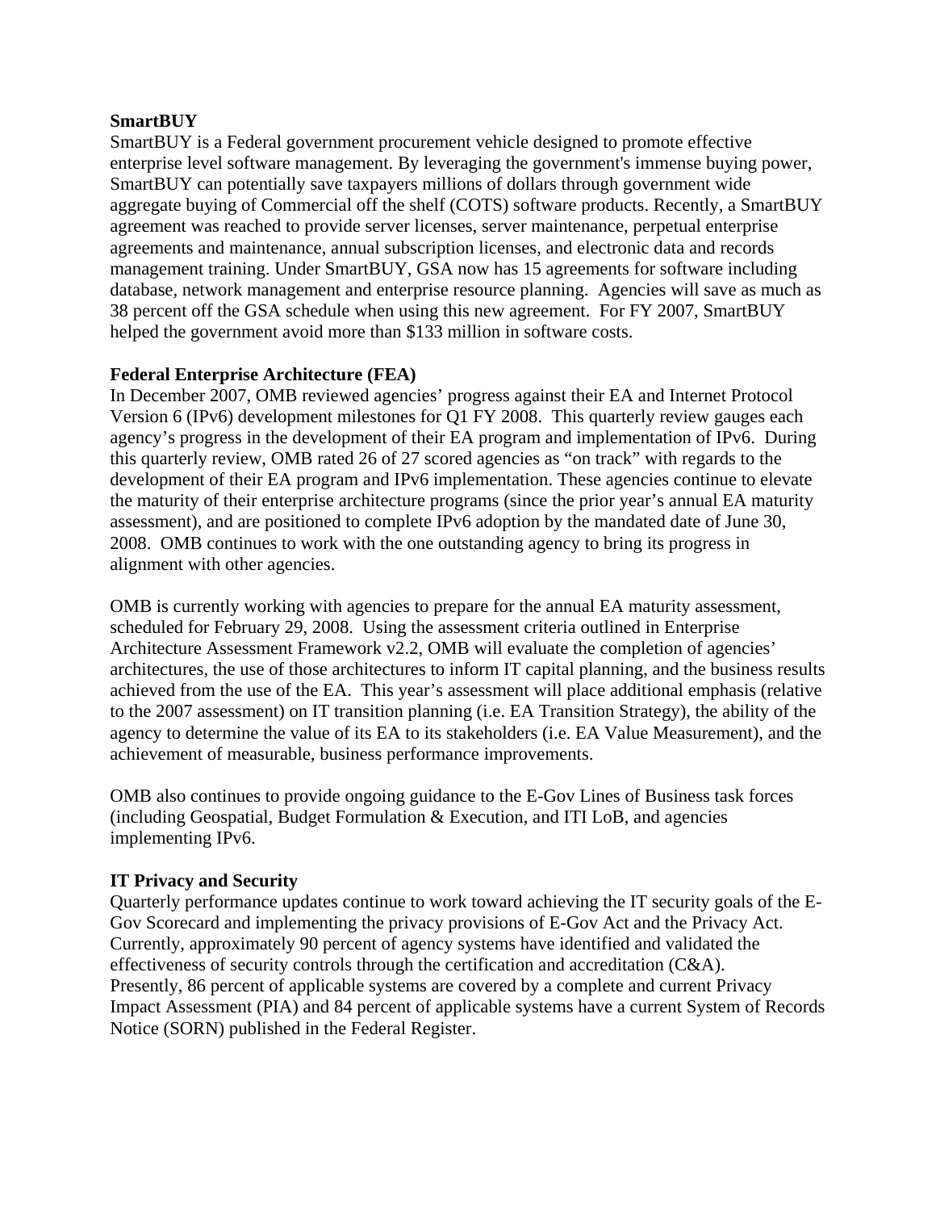**SmartBUY**

SmartBUY is a Federal government procurement vehicle designed to promote effective enterprise level software management. By leveraging the government's immense buying power, SmartBUY can potentially save taxpayers millions of dollars through government wide aggregate buying of Commercial off the shelf (COTS) software products. Recently, a SmartBUY agreement was reached to provide server licenses, server maintenance, perpetual enterprise agreements and maintenance, annual subscription licenses, and electronic data and records management training. Under SmartBUY, GSA now has 15 agreements for software including database, network management and enterprise resource planning. Agencies will save as much as 38 percent off the GSA schedule when using this new agreement. For FY 2007, SmartBUY helped the government avoid more than $133 million in software costs.

**Federal Enterprise Architecture (FEA)**

In December 2007, OMB reviewed agencies' progress against their EA and Internet Protocol Version 6 (IPv6) development milestones for Q1 FY 2008. This quarterly review gauges each agency's progress in the development of their EA program and implementation of IPv6. During this quarterly review, OMB rated 26 of 27 scored agencies as "on track" with regards to the development of their EA program and IPv6 implementation. These agencies continue to elevate the maturity of their enterprise architecture programs (since the prior year's annual EA maturity assessment), and are positioned to complete IPv6 adoption by the mandated date of June 30, 2008. OMB continues to work with the one outstanding agency to bring its progress in alignment with other agencies.

OMB is currently working with agencies to prepare for the annual EA maturity assessment, scheduled for February 29, 2008. Using the assessment criteria outlined in Enterprise Architecture Assessment Framework v2.2, OMB will evaluate the completion of agencies' architectures, the use of those architectures to inform IT capital planning, and the business results achieved from the use of the EA. This year's assessment will place additional emphasis (relative to the 2007 assessment) on IT transition planning (i.e. EA Transition Strategy), the ability of the agency to determine the value of its EA to its stakeholders (i.e. EA Value Measurement), and the achievement of measurable, business performance improvements.

OMB also continues to provide ongoing guidance to the E-Gov Lines of Business task forces (including Geospatial, Budget Formulation & Execution, and ITI LoB, and agencies implementing IPv6.

**IT Privacy and Security**

Quarterly performance updates continue to work toward achieving the IT security goals of the E-Gov Scorecard and implementing the privacy provisions of E-Gov Act and the Privacy Act. Currently, approximately 90 percent of agency systems have identified and validated the effectiveness of security controls through the certification and accreditation (C&A). Presently, 86 percent of applicable systems are covered by a complete and current Privacy Impact Assessment (PIA) and 84 percent of applicable systems have a current System of Records Notice (SORN) published in the Federal Register.